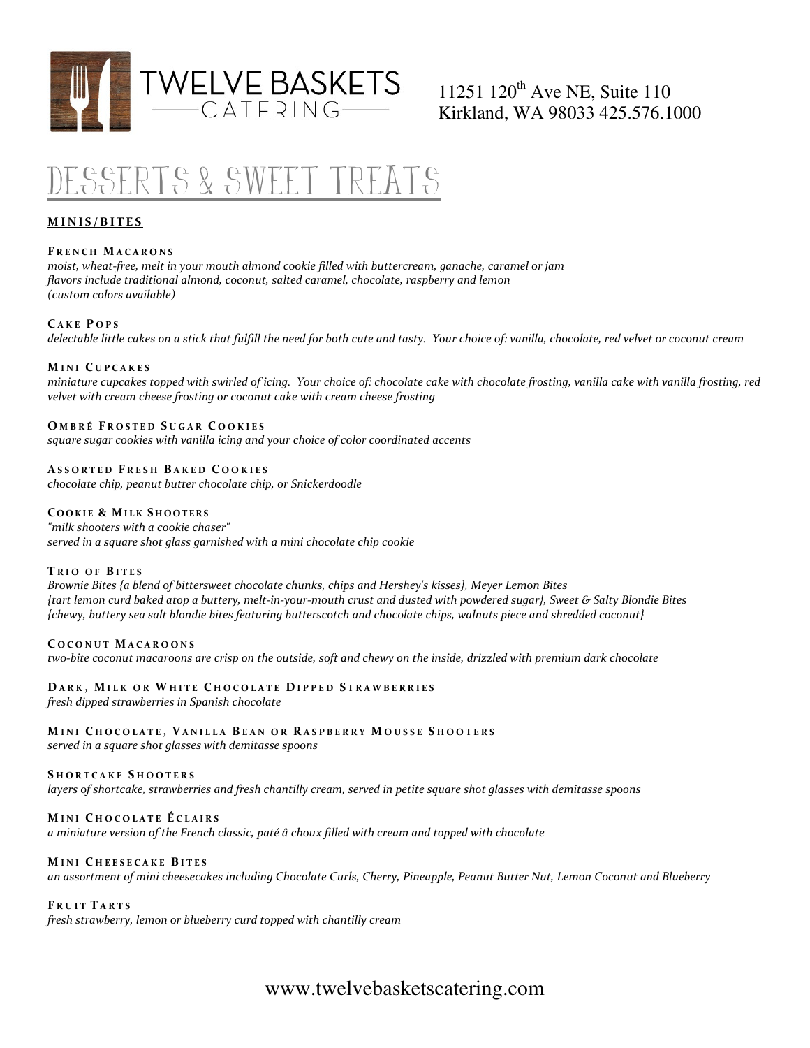TWELVE BASKETS CATERING

11251 120th Ave NE, Suite 110
Kirkland, WA 98033 425.576.1000

# DESSERTS & SWEET TREATS

## MINIS/BITES

**FRENCH MACARONS**
*moist, wheat-free, melt in your mouth almond cookie filled with buttercream, ganache, caramel or jam*
*flavors include traditional almond, coconut, salted caramel, chocolate, raspberry and lemon*
*(custom colors available)*

**CAKE POPS**
*delectable little cakes on a stick that fulfill the need for both cute and tasty. Your choice of: vanilla, chocolate, red velvet or coconut cream*

**MINI CUPCAKES**
*miniature cupcakes topped with swirled of icing. Your choice of: chocolate cake with chocolate frosting, vanilla cake with vanilla frosting, red velvet with cream cheese frosting or coconut cake with cream cheese frosting*

**OMBRÉ FROSTED SUGAR COOKIES**
*square sugar cookies with vanilla icing and your choice of color coordinated accents*

**ASSORTED FRESH BAKED COOKIES**
*chocolate chip, peanut butter chocolate chip, or Snickerdoodle*

**COOKIE & MILK SHOOTERS**
*"milk shooters with a cookie chaser"*
*served in a square shot glass garnished with a mini chocolate chip cookie*

**TRIO OF BITES**
*Brownie Bites {a blend of bittersweet chocolate chunks, chips and Hershey's kisses}, Meyer Lemon Bites {tart lemon curd baked atop a buttery, melt-in-your-mouth crust and dusted with powdered sugar}, Sweet & Salty Blondie Bites {chewy, buttery sea salt blondie bites featuring butterscotch and chocolate chips, walnuts piece and shredded coconut}*

**COCONUT MACAROONS**
*two-bite coconut macaroons are crisp on the outside, soft and chewy on the inside, drizzled with premium dark chocolate*

**DARK, MILK OR WHITE CHOCOLATE DIPPED STRAWBERRIES**
*fresh dipped strawberries in Spanish chocolate*

**MINI CHOCOLATE, VANILLA BEAN OR RASPBERRY MOUSSE SHOOTERS**
*served in a square shot glasses with demitasse spoons*

**SHORTCAKE SHOOTERS**
*layers of shortcake, strawberries and fresh chantilly cream, served in petite square shot glasses with demitasse spoons*

**MINI CHOCOLATE ÉCLAIRS**
*a miniature version of the French classic, paté â choux filled with cream and topped with chocolate*

**MINI CHEESECAKE BITES**
*an assortment of mini cheesecakes including Chocolate Curls, Cherry, Pineapple, Peanut Butter Nut, Lemon Coconut and Blueberry*

**FRUIT TARTS**
*fresh strawberry, lemon or blueberry curd topped with chantilly cream*

www.twelvebasketscatering.com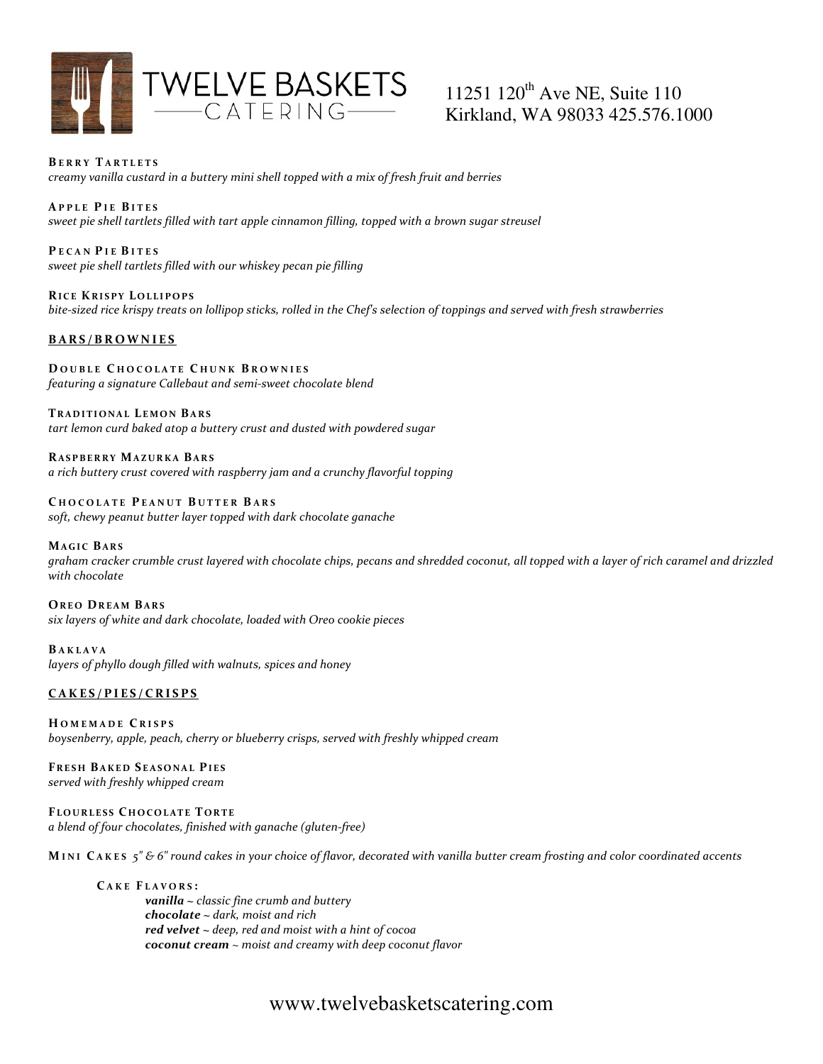**Berry Tartlets**
*creamy vanilla custard in a buttery mini shell topped with a mix of fresh fruit and berries*

**Apple Pie Bites**
*sweet pie shell tartlets filled with tart apple cinnamon filling, topped with a brown sugar streusel*

**Pecan Pie Bites**
*sweet pie shell tartlets filled with our whiskey pecan pie filling*

**Rice Krispy Lollipops**
*bite-sized rice krispy treats on lollipop sticks, rolled in the Chef's selection of toppings and served with fresh strawberries*

## BARS/BROWNIES

**Double Chocolate Chunk Brownies**
*featuring a signature Callebaut and semi-sweet chocolate blend*

**Traditional Lemon Bars**
*tart lemon curd baked atop a buttery crust and dusted with powdered sugar*

**Raspberry Mazurka Bars**
*a rich buttery crust covered with raspberry jam and a crunchy flavorful topping*

**Chocolate Peanut Butter Bars**
*soft, chewy peanut butter layer topped with dark chocolate ganache*

**Magic Bars**
*graham cracker crumble crust layered with chocolate chips, pecans and shredded coconut, all topped with a layer of rich caramel and drizzled with chocolate*

**Oreo Dream Bars**
*six layers of white and dark chocolate, loaded with Oreo cookie pieces*

**Baklava**
*layers of phyllo dough filled with walnuts, spices and honey*

## CAKES/PIES/CRISPS

**Homemade Crisps**
*boysenberry, apple, peach, cherry or blueberry crisps, served with freshly whipped cream*

**Fresh Baked Seasonal Pies**
*served with freshly whipped cream*

**Flourless Chocolate Torte**
*a blend of four chocolates, finished with ganache (gluten-free)*

**Mini Cakes** *5" & 6" round cakes in your choice of flavor, decorated with vanilla butter cream frosting and color coordinated accents*

**Cake Flavors:**

- ***vanilla*** *~ classic fine crumb and buttery*
- ***chocolate*** *~ dark, moist and rich*
- ***red velvet*** *~ deep, red and moist with a hint of cocoa*
- ***coconut cream*** *~ moist and creamy with deep coconut flavor*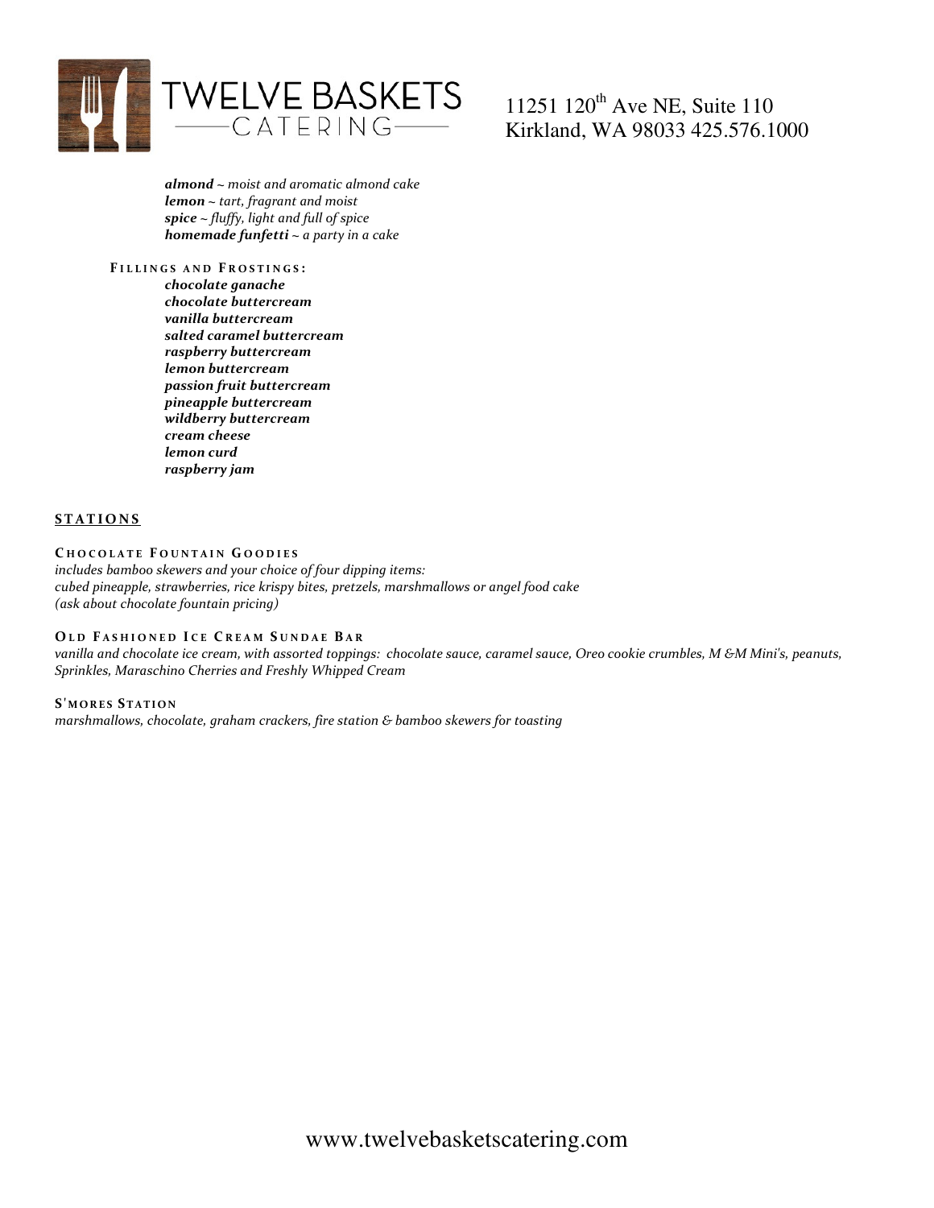***almond*** *~ moist and aromatic almond cake*
***lemon*** *~ tart, fragrant and moist*
***spice*** *~ fluffy, light and full of spice*
***homemade funfetti*** *~ a party in a cake*

**FILLINGS AND FROSTINGS:**

***chocolate ganache***
***chocolate buttercream***
***vanilla buttercream***
***salted caramel buttercream***
***raspberry buttercream***
***lemon buttercream***
***passion fruit buttercream***
***pineapple buttercream***
***wildberry buttercream***
***cream cheese***
***lemon curd***
***raspberry jam***

## STATIONS

### CHOCOLATE FOUNTAIN GOODIES

*includes bamboo skewers and your choice of four dipping items:*
*cubed pineapple, strawberries, rice krispy bites, pretzels, marshmallows or angel food cake*
*(ask about chocolate fountain pricing)*

### OLD FASHIONED ICE CREAM SUNDAE BAR

*vanilla and chocolate ice cream, with assorted toppings: chocolate sauce, caramel sauce, Oreo cookie crumbles, M &M Mini's, peanuts, Sprinkles, Maraschino Cherries and Freshly Whipped Cream*

### S'MORES STATION

*marshmallows, chocolate, graham crackers, fire station & bamboo skewers for toasting*